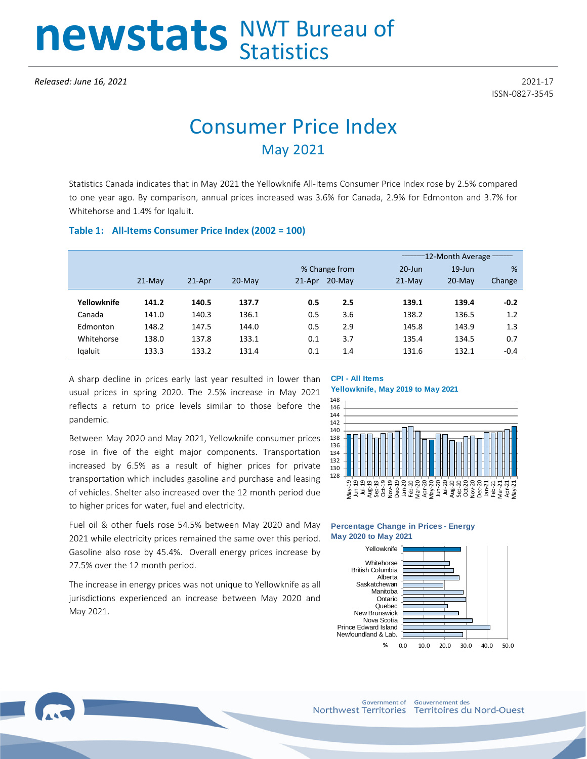# newstats NWT Bureau of Statistics

*Released: June 16, 2021*

2021-17
ISSN-0827-3545

# Consumer Price Index

## May 2021

Statistics Canada indicates that in May 2021 the Yellowknife All-Items Consumer Price Index rose by 2.5% compared to one year ago. By comparison, annual prices increased was 3.6% for Canada, 2.9% for Edmonton and 3.7% for Whitehorse and 1.4% for Iqaluit.

### Table 1: All-Items Consumer Price Index (2002 = 100)

| | | | | % Change from | | 12-Month Average | | |
|---|---|---|---|---|---|---|---|---|
| | 21-May | 21-Apr | 20-May | 21-Apr | 20-May | 20-Jun 21-May | 19-Jun 20-May | % Change |
| **Yellowknife** | **141.2** | **140.5** | **137.7** | **0.5** | **2.5** | **139.1** | **139.4** | **-0.2** |
| Canada | 141.0 | 140.3 | 136.1 | 0.5 | 3.6 | 138.2 | 136.5 | 1.2 |
| Edmonton | 148.2 | 147.5 | 144.0 | 0.5 | 2.9 | 145.8 | 143.9 | 1.3 |
| Whitehorse | 138.0 | 137.8 | 133.1 | 0.1 | 3.7 | 135.4 | 134.5 | 0.7 |
| Iqaluit | 133.3 | 133.2 | 131.4 | 0.1 | 1.4 | 131.6 | 132.1 | -0.4 |

A sharp decline in prices early last year resulted in lower than usual prices in spring 2020. The 2.5% increase in May 2021 reflects a return to price levels similar to those before the pandemic.

Between May 2020 and May 2021, Yellowknife consumer prices rose in five of the eight major components. Transportation increased by 6.5% as a result of higher prices for private transportation which includes gasoline and purchase and leasing of vehicles. Shelter also increased over the 12 month period due to higher prices for water, fuel and electricity.

Fuel oil & other fuels rose 54.5% between May 2020 and May 2021 while electricity prices remained the same over this period. Gasoline also rose by 45.4%. Overall energy prices increase by 27.5% over the 12 month period.

The increase in energy prices was not unique to Yellowknife as all jurisdictions experienced an increase between May 2020 and May 2021.

**CPI - All Items**
**Yellowknife, May 2019 to May 2021**

**Percentage Change in Prices - Energy**
**May 2020 to May 2021**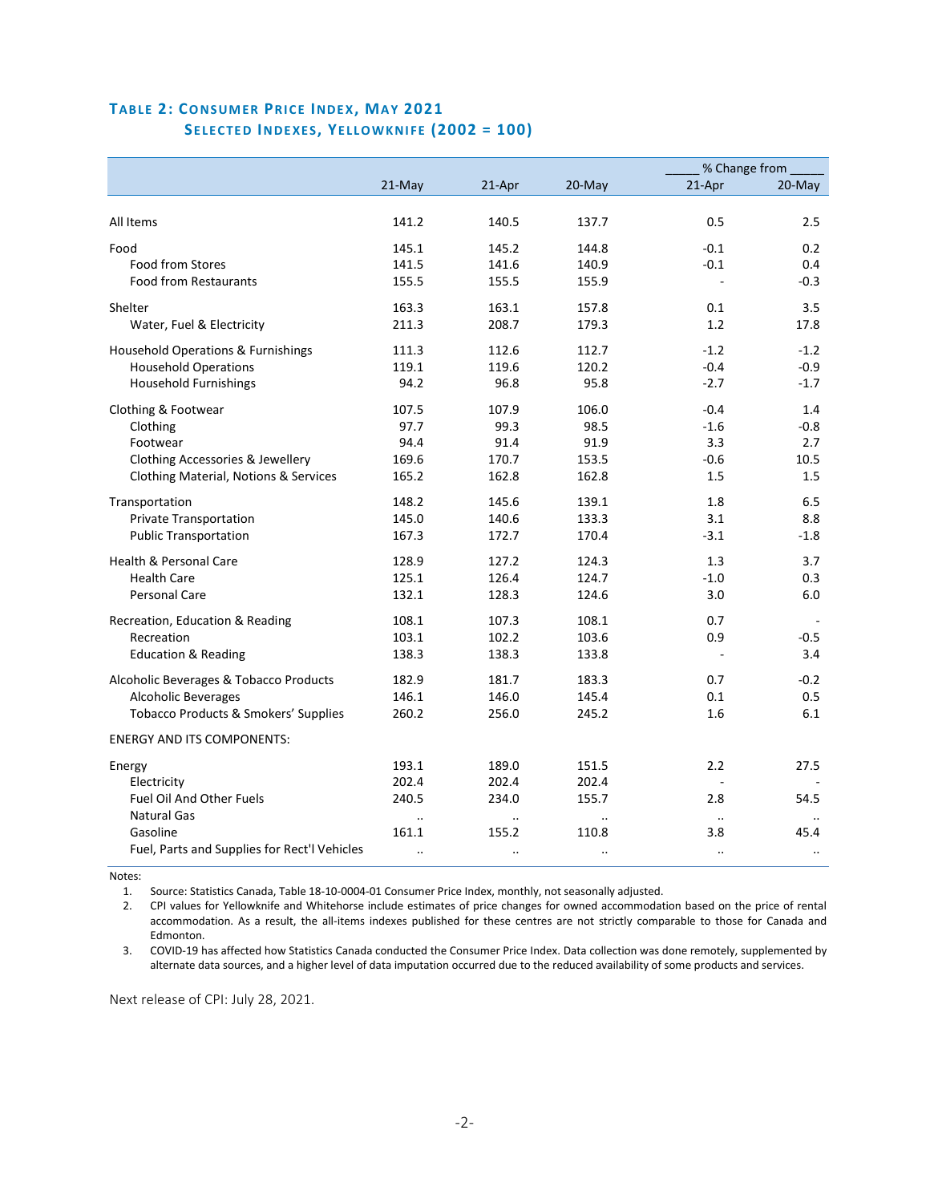## Table 2: Consumer Price Index, May 2021
### Selected Indexes, Yellowknife (2002 = 100)

| | 21-May | 21-Apr | 20-May | % Change from 21-Apr | % Change from 20-May |
|---|---|---|---|---|---|
| All Items | 141.2 | 140.5 | 137.7 | 0.5 | 2.5 |
| Food | 145.1 | 145.2 | 144.8 | -0.1 | 0.2 |
| Food from Stores | 141.5 | 141.6 | 140.9 | -0.1 | 0.4 |
| Food from Restaurants | 155.5 | 155.5 | 155.9 | - | -0.3 |
| Shelter | 163.3 | 163.1 | 157.8 | 0.1 | 3.5 |
| Water, Fuel & Electricity | 211.3 | 208.7 | 179.3 | 1.2 | 17.8 |
| Household Operations & Furnishings | 111.3 | 112.6 | 112.7 | -1.2 | -1.2 |
| Household Operations | 119.1 | 119.6 | 120.2 | -0.4 | -0.9 |
| Household Furnishings | 94.2 | 96.8 | 95.8 | -2.7 | -1.7 |
| Clothing & Footwear | 107.5 | 107.9 | 106.0 | -0.4 | 1.4 |
| Clothing | 97.7 | 99.3 | 98.5 | -1.6 | -0.8 |
| Footwear | 94.4 | 91.4 | 91.9 | 3.3 | 2.7 |
| Clothing Accessories & Jewellery | 169.6 | 170.7 | 153.5 | -0.6 | 10.5 |
| Clothing Material, Notions & Services | 165.2 | 162.8 | 162.8 | 1.5 | 1.5 |
| Transportation | 148.2 | 145.6 | 139.1 | 1.8 | 6.5 |
| Private Transportation | 145.0 | 140.6 | 133.3 | 3.1 | 8.8 |
| Public Transportation | 167.3 | 172.7 | 170.4 | -3.1 | -1.8 |
| Health & Personal Care | 128.9 | 127.2 | 124.3 | 1.3 | 3.7 |
| Health Care | 125.1 | 126.4 | 124.7 | -1.0 | 0.3 |
| Personal Care | 132.1 | 128.3 | 124.6 | 3.0 | 6.0 |
| Recreation, Education & Reading | 108.1 | 107.3 | 108.1 | 0.7 | - |
| Recreation | 103.1 | 102.2 | 103.6 | 0.9 | -0.5 |
| Education & Reading | 138.3 | 138.3 | 133.8 | - | 3.4 |
| Alcoholic Beverages & Tobacco Products | 182.9 | 181.7 | 183.3 | 0.7 | -0.2 |
| Alcoholic Beverages | 146.1 | 146.0 | 145.4 | 0.1 | 0.5 |
| Tobacco Products & Smokers' Supplies | 260.2 | 256.0 | 245.2 | 1.6 | 6.1 |
| ENERGY AND ITS COMPONENTS: | | | | | |
| Energy | 193.1 | 189.0 | 151.5 | 2.2 | 27.5 |
| Electricity | 202.4 | 202.4 | 202.4 | - | - |
| Fuel Oil And Other Fuels | 240.5 | 234.0 | 155.7 | 2.8 | 54.5 |
| Natural Gas | .. | .. | .. | .. | .. |
| Gasoline | 161.1 | 155.2 | 110.8 | 3.8 | 45.4 |
| Fuel, Parts and Supplies for Rect'l Vehicles | .. | .. | .. | .. | .. |

Notes:

1. Source: Statistics Canada, Table 18-10-0004-01 Consumer Price Index, monthly, not seasonally adjusted.
2. CPI values for Yellowknife and Whitehorse include estimates of price changes for owned accommodation based on the price of rental accommodation. As a result, the all-items indexes published for these centres are not strictly comparable to those for Canada and Edmonton.
3. COVID-19 has affected how Statistics Canada conducted the Consumer Price Index. Data collection was done remotely, supplemented by alternate data sources, and a higher level of data imputation occurred due to the reduced availability of some products and services.

Next release of CPI: July 28, 2021.